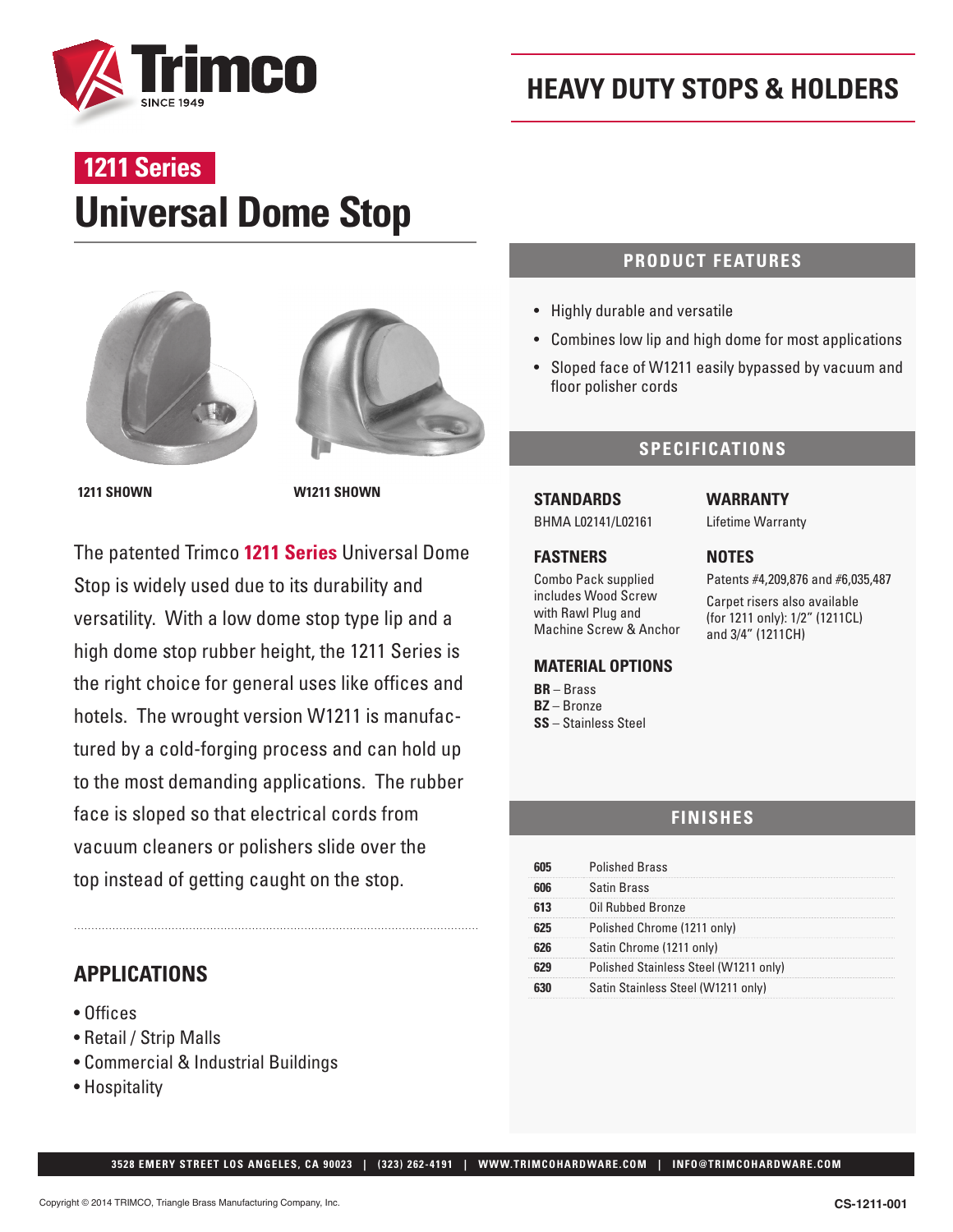# HEAVY DUTY STOPS & HOLDERS

**1211 Series**

## Universal Dome Stop

**1211 SHOWN** **W1211 SHOWN**

The patented Trimco **1211 Series** Universal Dome Stop is widely used due to its durability and versatility. With a low dome stop type lip and a high dome stop rubber height, the 1211 Series is the right choice for general uses like offices and hotels. The wrought version W1211 is manufactured by a cold-forging process and can hold up to the most demanding applications. The rubber face is sloped so that electrical cords from vacuum cleaners or polishers slide over the top instead of getting caught on the stop.

### APPLICATIONS

- Offices
- Retail / Strip Malls
- Commercial & Industrial Buildings
- Hospitality

## PRODUCT FEATURES

- Highly durable and versatile
- Combines low lip and high dome for most applications
- Sloped face of W1211 easily bypassed by vacuum and floor polisher cords

## SPECIFICATIONS

### STANDARDS

BHMA L02141/L02161

### WARRANTY

Lifetime Warranty

### FASTENERS

Combo Pack supplied includes Wood Screw with Rawl Plug and Machine Screw & Anchor

### NOTES

Patents #4,209,876 and #6,035,487

Carpet risers also available (for 1211 only): 1/2" (1211CL) and 3/4" (1211CH)

### MATERIAL OPTIONS

**BR** – Brass
**BZ** – Bronze
**SS** – Stainless Steel

## FINISHES

| | |
|---|---|
| **605** | Polished Brass |
| **606** | Satin Brass |
| **613** | Oil Rubbed Bronze |
| **625** | Polished Chrome (1211 only) |
| **626** | Satin Chrome (1211 only) |
| **629** | Polished Stainless Steel (W1211 only) |
| **630** | Satin Stainless Steel (W1211 only) |

3528 EMERY STREET LOS ANGELES, CA 90023 | (323) 262-4191 | WWW.TRIMCOHARDWARE.COM | INFO@TRIMCOHARDWARE.COM

Copyright © 2014 TRIMCO, Triangle Brass Manufacturing Company, Inc.

CS-1211-001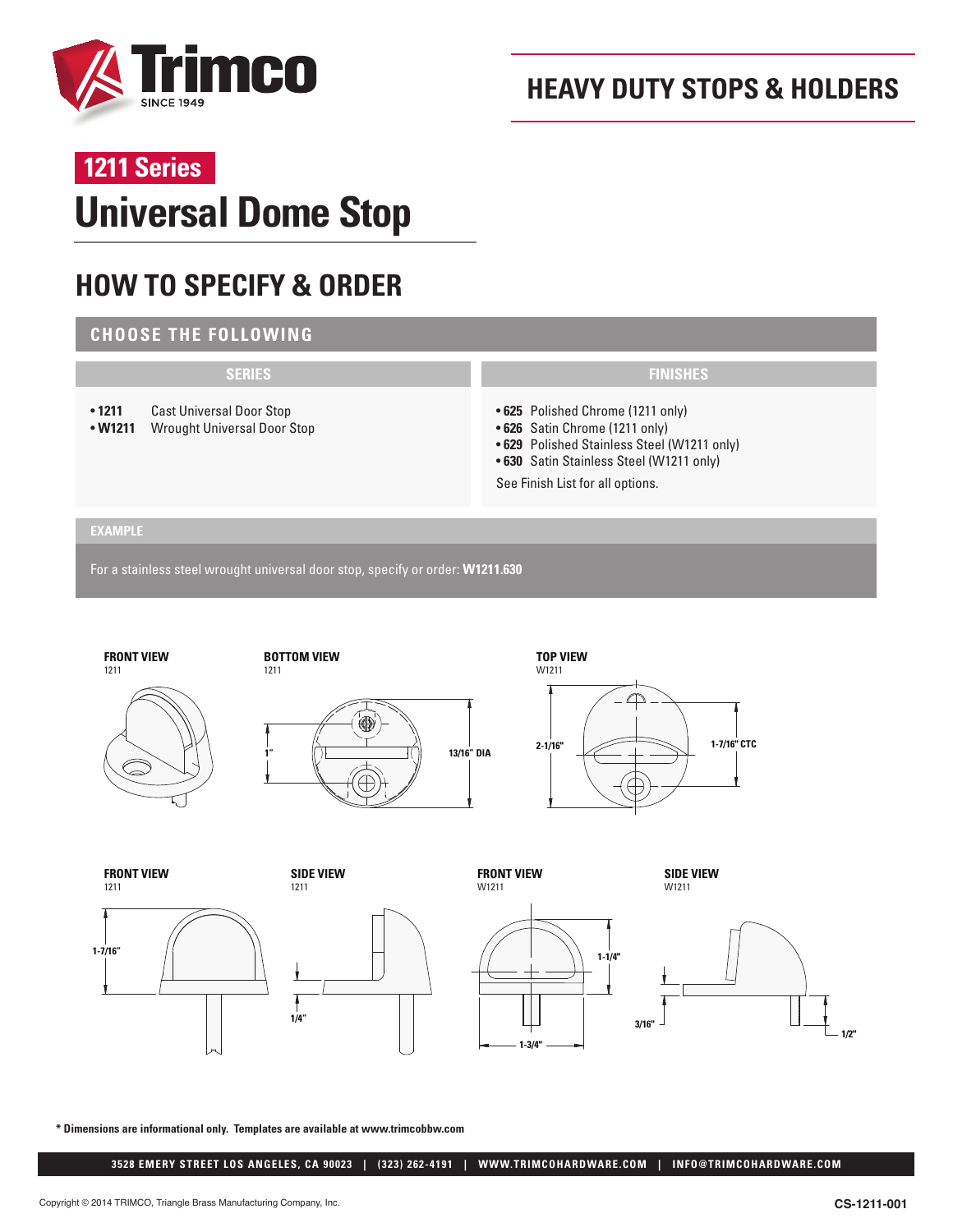# HEAVY DUTY STOPS & HOLDERS

**1211 Series**

# Universal Dome Stop

## HOW TO SPECIFY & ORDER

### CHOOSE THE FOLLOWING

| SERIES | FINISHES |
|---|---|
| • **1211** Cast Universal Door Stop<br>• **W1211** Wrought Universal Door Stop | • **625** Polished Chrome (1211 only)<br>• **626** Satin Chrome (1211 only)<br>• **629** Polished Stainless Steel (W1211 only)<br>• **630** Satin Stainless Steel (W1211 only)<br>See Finish List for all options. |

**EXAMPLE**

For a stainless steel wrought universal door stop, specify or order: **W1211.630**

**FRONT VIEW**
1211

**BOTTOM VIEW**
1211

1"

13/16" DIA

**TOP VIEW**
W1211

2-1/16"

1-7/16" CTC

**FRONT VIEW**
1211

1-7/16"

**SIDE VIEW**
1211

1/4"

**FRONT VIEW**
W1211

1-1/4"

1-3/4"

**SIDE VIEW**
W1211

3/16"

1/2"

**\* Dimensions are informational only. Templates are available at www.trimcobbw.com**

3528 EMERY STREET LOS ANGELES, CA 90023 | (323) 262-4191 | WWW.TRIMCOHARDWARE.COM | INFO@TRIMCOHARDWARE.COM

Copyright © 2014 TRIMCO, Triangle Brass Manufacturing Company, Inc.

CS-1211-001